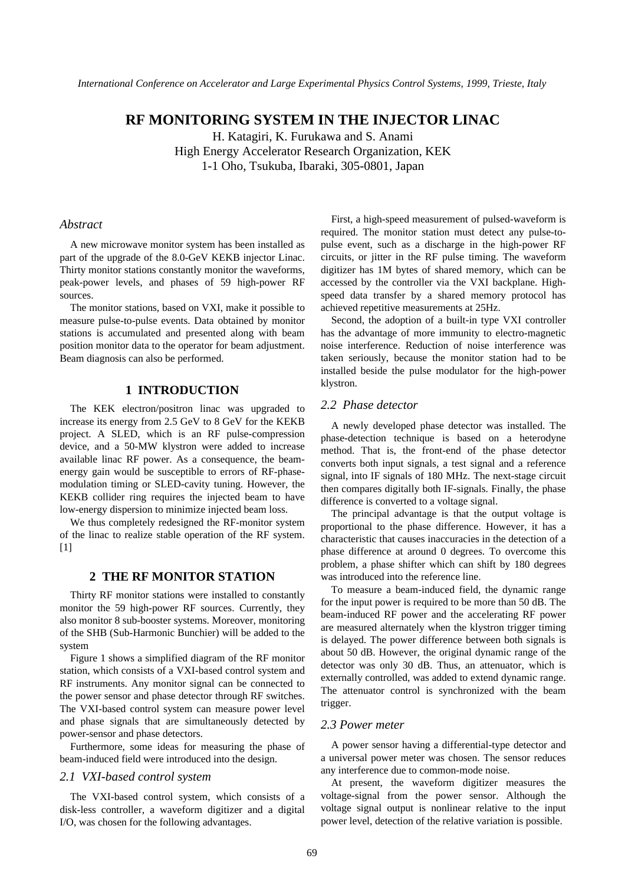# RF MONITORING SYSTEM IN THE INJECTOR LINAC

H. Katagiri, K. Furukawa and S. Anami
High Energy Accelerator Research Organization, KEK
1-1 Oho, Tsukuba, Ibaraki, 305-0801, Japan

## *Abstract*

A new microwave monitor system has been installed as part of the upgrade of the 8.0-GeV KEKB injector Linac. Thirty monitor stations constantly monitor the waveforms, peak-power levels, and phases of 59 high-power RF sources.

The monitor stations, based on VXI, make it possible to measure pulse-to-pulse events. Data obtained by monitor stations is accumulated and presented along with beam position monitor data to the operator for beam adjustment. Beam diagnosis can also be performed.

## 1 INTRODUCTION

The KEK electron/positron linac was upgraded to increase its energy from 2.5 GeV to 8 GeV for the KEKB project. A SLED, which is an RF pulse-compression device, and a 50-MW klystron were added to increase available linac RF power. As a consequence, the beam-energy gain would be susceptible to errors of RF-phase-modulation timing or SLED-cavity tuning. However, the KEKB collider ring requires the injected beam to have low-energy dispersion to minimize injected beam loss.

We thus completely redesigned the RF-monitor system of the linac to realize stable operation of the RF system. [1]

## 2 THE RF MONITOR STATION

Thirty RF monitor stations were installed to constantly monitor the 59 high-power RF sources. Currently, they also monitor 8 sub-booster systems. Moreover, monitoring of the SHB (Sub-Harmonic Bunchier) will be added to the system

Figure 1 shows a simplified diagram of the RF monitor station, which consists of a VXI-based control system and RF instruments. Any monitor signal can be connected to the power sensor and phase detector through RF switches. The VXI-based control system can measure power level and phase signals that are simultaneously detected by power-sensor and phase detectors.

Furthermore, some ideas for measuring the phase of beam-induced field were introduced into the design.

### *2.1 VXI-based control system*

The VXI-based control system, which consists of a disk-less controller, a waveform digitizer and a digital I/O, was chosen for the following advantages.

First, a high-speed measurement of pulsed-waveform is required. The monitor station must detect any pulse-to-pulse event, such as a discharge in the high-power RF circuits, or jitter in the RF pulse timing. The waveform digitizer has 1M bytes of shared memory, which can be accessed by the controller via the VXI backplane. High-speed data transfer by a shared memory protocol has achieved repetitive measurements at 25Hz.

Second, the adoption of a built-in type VXI controller has the advantage of more immunity to electro-magnetic noise interference. Reduction of noise interference was taken seriously, because the monitor station had to be installed beside the pulse modulator for the high-power klystron.

### *2.2 Phase detector*

A newly developed phase detector was installed. The phase-detection technique is based on a heterodyne method. That is, the front-end of the phase detector converts both input signals, a test signal and a reference signal, into IF signals of 180 MHz. The next-stage circuit then compares digitally both IF-signals. Finally, the phase difference is converted to a voltage signal.

The principal advantage is that the output voltage is proportional to the phase difference. However, it has a characteristic that causes inaccuracies in the detection of a phase difference at around 0 degrees. To overcome this problem, a phase shifter which can shift by 180 degrees was introduced into the reference line.

To measure a beam-induced field, the dynamic range for the input power is required to be more than 50 dB. The beam-induced RF power and the accelerating RF power are measured alternately when the klystron trigger timing is delayed. The power difference between both signals is about 50 dB. However, the original dynamic range of the detector was only 30 dB. Thus, an attenuator, which is externally controlled, was added to extend dynamic range. The attenuator control is synchronized with the beam trigger.

### *2.3 Power meter*

A power sensor having a differential-type detector and a universal power meter was chosen. The sensor reduces any interference due to common-mode noise.

At present, the waveform digitizer measures the voltage-signal from the power sensor. Although the voltage signal output is nonlinear relative to the input power level, detection of the relative variation is possible.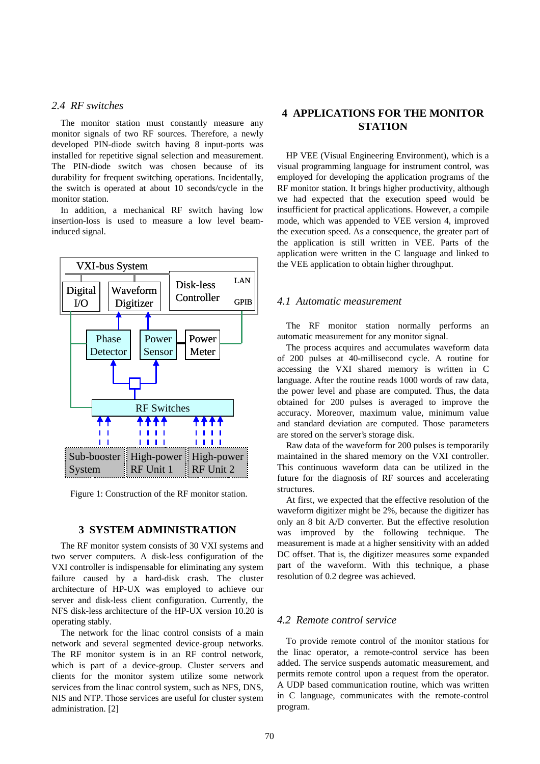### 2.4 RF switches

The monitor station must constantly measure any monitor signals of two RF sources. Therefore, a newly developed PIN-diode switch having 8 input-ports was installed for repetitive signal selection and measurement. The PIN-diode switch was chosen because of its durability for frequent switching operations. Incidentally, the switch is operated at about 10 seconds/cycle in the monitor station.

In addition, a mechanical RF switch having low insertion-loss is used to measure a low level beam-induced signal.

Figure 1: Construction of the RF monitor station.

## 3 SYSTEM ADMINISTRATION

The RF monitor system consists of 30 VXI systems and two server computers. A disk-less configuration of the VXI controller is indispensable for eliminating any system failure caused by a hard-disk crash. The cluster architecture of HP-UX was employed to achieve our server and disk-less client configuration. Currently, the NFS disk-less architecture of the HP-UX version 10.20 is operating stably.

The network for the linac control consists of a main network and several segmented device-group networks. The RF monitor system is in an RF control network, which is part of a device-group. Cluster servers and clients for the monitor system utilize some network services from the linac control system, such as NFS, DNS, NIS and NTP. Those services are useful for cluster system administration. [2]

## 4 APPLICATIONS FOR THE MONITOR STATION

HP VEE (Visual Engineering Environment), which is a visual programming language for instrument control, was employed for developing the application programs of the RF monitor station. It brings higher productivity, although we had expected that the execution speed would be insufficient for practical applications. However, a compile mode, which was appended to VEE version 4, improved the execution speed. As a consequence, the greater part of the application is still written in VEE. Parts of the application were written in the C language and linked to the VEE application to obtain higher throughput.

### 4.1 Automatic measurement

The RF monitor station normally performs an automatic measurement for any monitor signal.

The process acquires and accumulates waveform data of 200 pulses at 40-millisecond cycle. A routine for accessing the VXI shared memory is written in C language. After the routine reads 1000 words of raw data, the power level and phase are computed. Thus, the data obtained for 200 pulses is averaged to improve the accuracy. Moreover, maximum value, minimum value and standard deviation are computed. Those parameters are stored on the server's storage disk.

Raw data of the waveform for 200 pulses is temporarily maintained in the shared memory on the VXI controller. This continuous waveform data can be utilized in the future for the diagnosis of RF sources and accelerating structures.

At first, we expected that the effective resolution of the waveform digitizer might be 2%, because the digitizer has only an 8 bit A/D converter. But the effective resolution was improved by the following technique. The measurement is made at a higher sensitivity with an added DC offset. That is, the digitizer measures some expanded part of the waveform. With this technique, a phase resolution of 0.2 degree was achieved.

### 4.2 Remote control service

To provide remote control of the monitor stations for the linac operator, a remote-control service has been added. The service suspends automatic measurement, and permits remote control upon a request from the operator. A UDP based communication routine, which was written in C language, communicates with the remote-control program.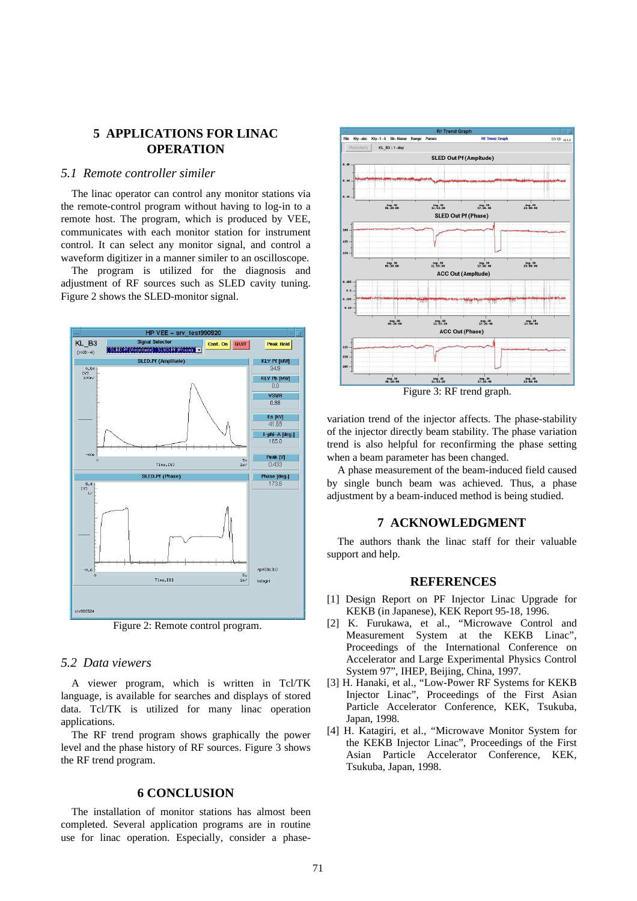## 5 APPLICATIONS FOR LINAC OPERATION

### 5.1 Remote controller similer

The linac operator can control any monitor stations via the remote-control program without having to log-in to a remote host. The program, which is produced by VEE, communicates with each monitor station for instrument control. It can select any monitor signal, and control a waveform digitizer in a manner similer to an oscilloscope.

The program is utilized for the diagnosis and adjustment of RF sources such as SLED cavity tuning. Figure 2 shows the SLED-monitor signal.

Figure 2: Remote control program.

### 5.2 Data viewers

A viewer program, which is written in Tcl/TK language, is available for searches and displays of stored data. Tcl/TK is utilized for many linac operation applications.

The RF trend program shows graphically the power level and the phase history of RF sources. Figure 3 shows the RF trend program.

## 6 CONCLUSION

The installation of monitor stations has almost been completed. Several application programs are in routine use for linac operation. Especially, consider a phase-variation trend of the injector affects. The phase-stability of the injector directly beam stability. The phase variation trend is also helpful for reconfirming the phase setting when a beam parameter has been changed.

A phase measurement of the beam-induced field caused by single bunch beam was achieved. Thus, a phase adjustment by a beam-induced method is being studied.

Figure 3: RF trend graph.

## 7 ACKNOWLEDGMENT

The authors thank the linac staff for their valuable support and help.

## REFERENCES

[1] Design Report on PF Injector Linac Upgrade for KEKB (in Japanese), KEK Report 95-18, 1996.

[2] K. Furukawa, et al., "Microwave Control and Measurement System at the KEKB Linac", Proceedings of the International Conference on Accelerator and Large Experimental Physics Control System 97", IHEP, Beijing, China, 1997.

[3] H. Hanaki, et al., "Low-Power RF Systems for KEKB Injector Linac", Proceedings of the First Asian Particle Accelerator Conference, KEK, Tsukuba, Japan, 1998.

[4] H. Katagiri, et al., "Microwave Monitor System for the KEKB Injector Linac", Proceedings of the First Asian Particle Accelerator Conference, KEK, Tsukuba, Japan, 1998.